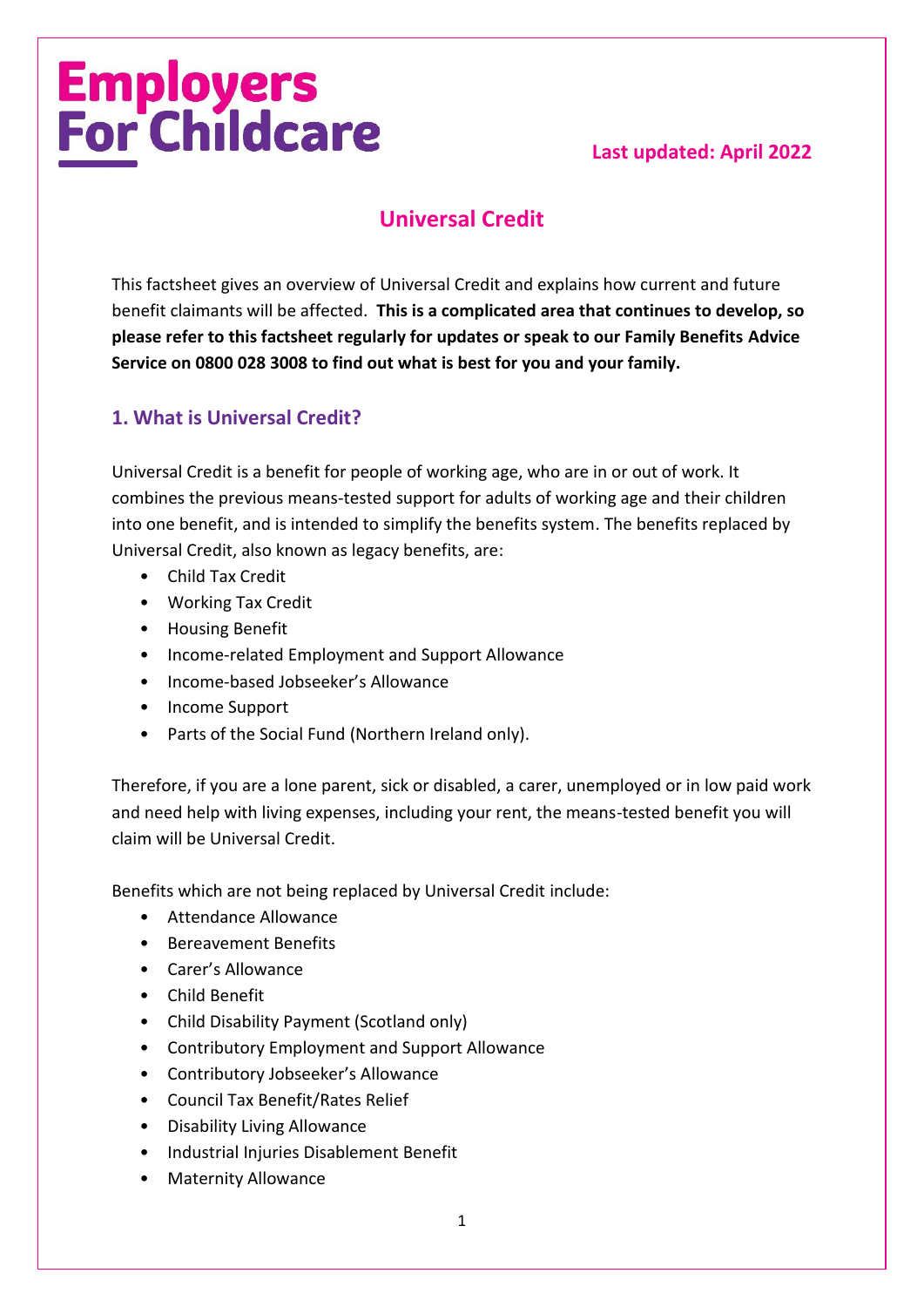**Employers For Childcare**

**Last updated: April 2022**

# Universal Credit

This factsheet gives an overview of Universal Credit and explains how current and future benefit claimants will be affected. **This is a complicated area that continues to develop, so please refer to this factsheet regularly for updates or speak to our Family Benefits Advice Service on 0800 028 3008 to find out what is best for you and your family.**

## 1. What is Universal Credit?

Universal Credit is a benefit for people of working age, who are in or out of work. It combines the previous means-tested support for adults of working age and their children into one benefit, and is intended to simplify the benefits system. The benefits replaced by Universal Credit, also known as legacy benefits, are:

- Child Tax Credit
- Working Tax Credit
- Housing Benefit
- Income-related Employment and Support Allowance
- Income-based Jobseeker's Allowance
- Income Support
- Parts of the Social Fund (Northern Ireland only).

Therefore, if you are a lone parent, sick or disabled, a carer, unemployed or in low paid work and need help with living expenses, including your rent, the means-tested benefit you will claim will be Universal Credit.

Benefits which are not being replaced by Universal Credit include:

- Attendance Allowance
- Bereavement Benefits
- Carer's Allowance
- Child Benefit
- Child Disability Payment (Scotland only)
- Contributory Employment and Support Allowance
- Contributory Jobseeker's Allowance
- Council Tax Benefit/Rates Relief
- Disability Living Allowance
- Industrial Injuries Disablement Benefit
- Maternity Allowance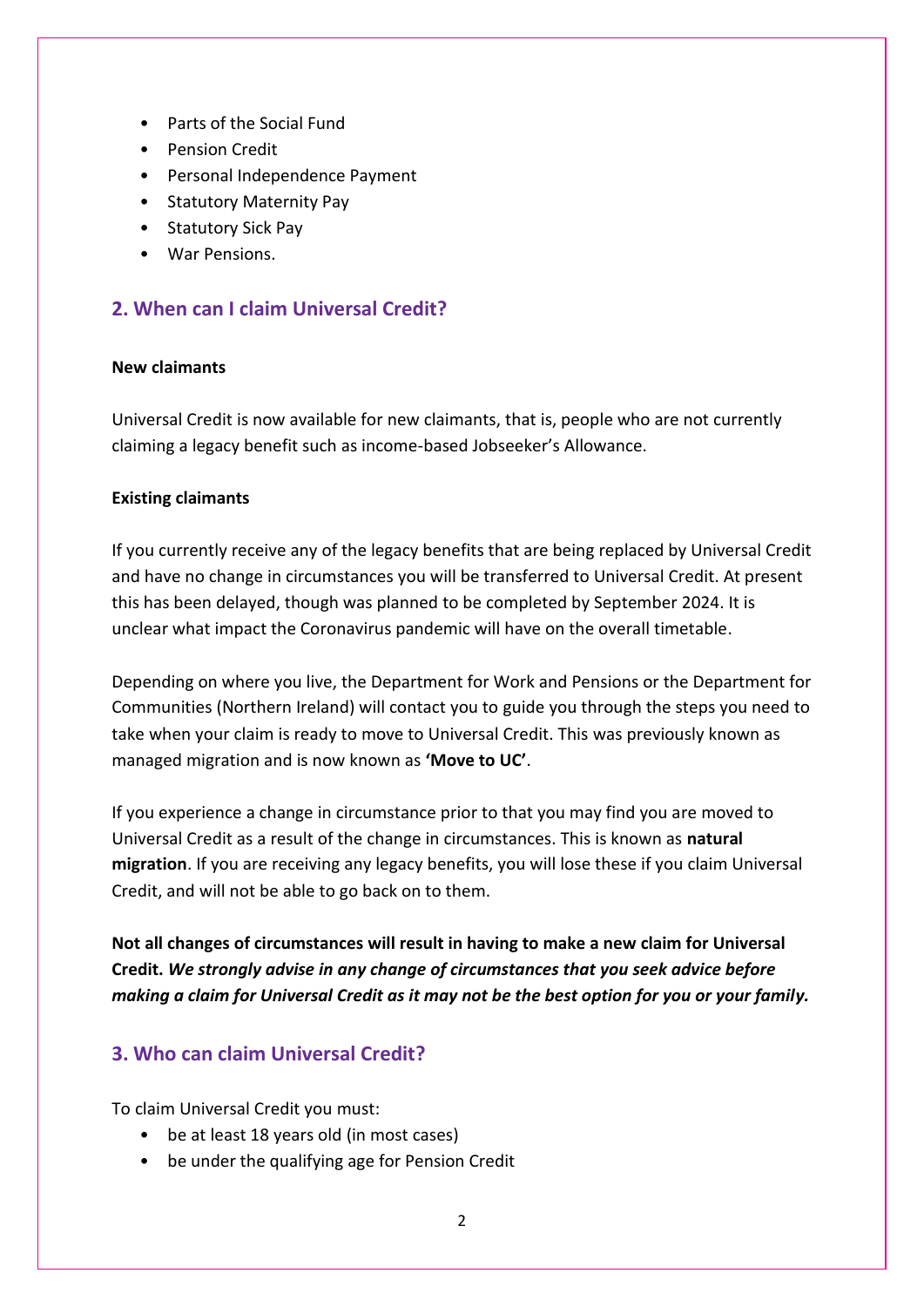- Parts of the Social Fund
- Pension Credit
- Personal Independence Payment
- Statutory Maternity Pay
- Statutory Sick Pay
- War Pensions.

## 2. When can I claim Universal Credit?

**New claimants**

Universal Credit is now available for new claimants, that is, people who are not currently claiming a legacy benefit such as income-based Jobseeker's Allowance.

**Existing claimants**

If you currently receive any of the legacy benefits that are being replaced by Universal Credit and have no change in circumstances you will be transferred to Universal Credit. At present this has been delayed, though was planned to be completed by September 2024. It is unclear what impact the Coronavirus pandemic will have on the overall timetable.

Depending on where you live, the Department for Work and Pensions or the Department for Communities (Northern Ireland) will contact you to guide you through the steps you need to take when your claim is ready to move to Universal Credit. This was previously known as managed migration and is now known as **'Move to UC'**.

If you experience a change in circumstance prior to that you may find you are moved to Universal Credit as a result of the change in circumstances. This is known as **natural migration**. If you are receiving any legacy benefits, you will lose these if you claim Universal Credit, and will not be able to go back on to them.

**Not all changes of circumstances will result in having to make a new claim for Universal Credit.** ***We strongly advise in any change of circumstances that you seek advice before making a claim for Universal Credit as it may not be the best option for you or your family.***

## 3. Who can claim Universal Credit?

To claim Universal Credit you must:

- be at least 18 years old (in most cases)
- be under the qualifying age for Pension Credit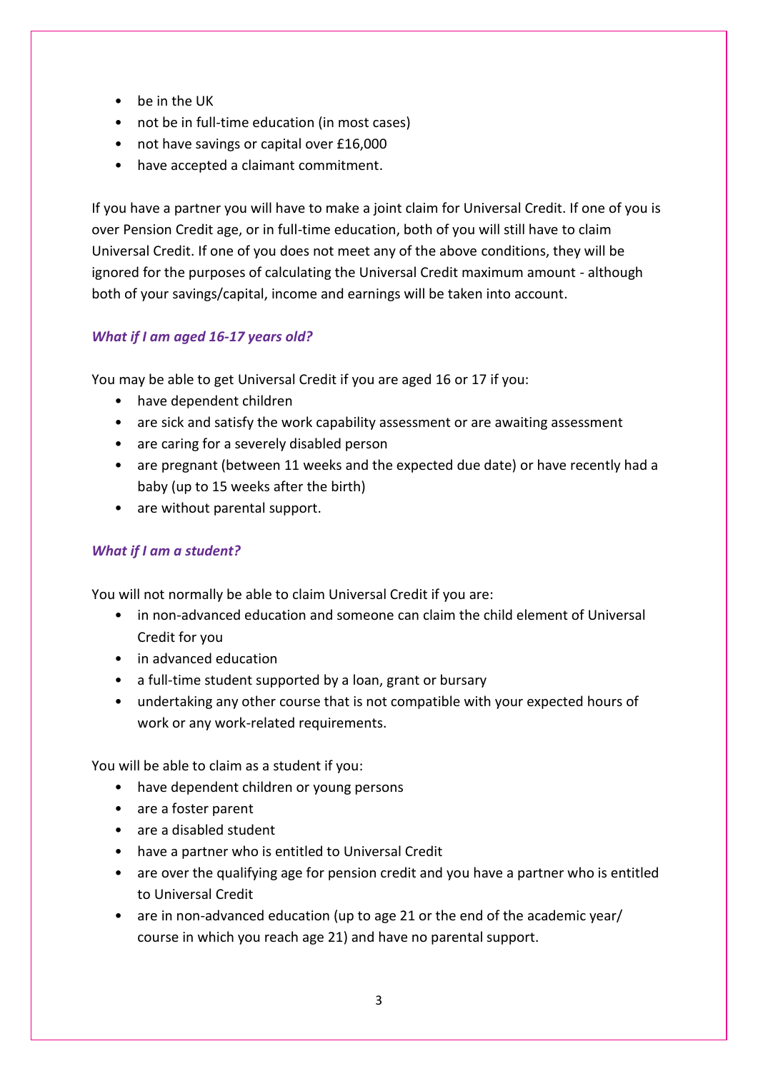- be in the UK
- not be in full-time education (in most cases)
- not have savings or capital over £16,000
- have accepted a claimant commitment.

If you have a partner you will have to make a joint claim for Universal Credit. If one of you is over Pension Credit age, or in full-time education, both of you will still have to claim Universal Credit. If one of you does not meet any of the above conditions, they will be ignored for the purposes of calculating the Universal Credit maximum amount - although both of your savings/capital, income and earnings will be taken into account.

### *What if I am aged 16-17 years old?*

You may be able to get Universal Credit if you are aged 16 or 17 if you:

- have dependent children
- are sick and satisfy the work capability assessment or are awaiting assessment
- are caring for a severely disabled person
- are pregnant (between 11 weeks and the expected due date) or have recently had a baby (up to 15 weeks after the birth)
- are without parental support.

### *What if I am a student?*

You will not normally be able to claim Universal Credit if you are:

- in non-advanced education and someone can claim the child element of Universal Credit for you
- in advanced education
- a full-time student supported by a loan, grant or bursary
- undertaking any other course that is not compatible with your expected hours of work or any work-related requirements.

You will be able to claim as a student if you:

- have dependent children or young persons
- are a foster parent
- are a disabled student
- have a partner who is entitled to Universal Credit
- are over the qualifying age for pension credit and you have a partner who is entitled to Universal Credit
- are in non-advanced education (up to age 21 or the end of the academic year/ course in which you reach age 21) and have no parental support.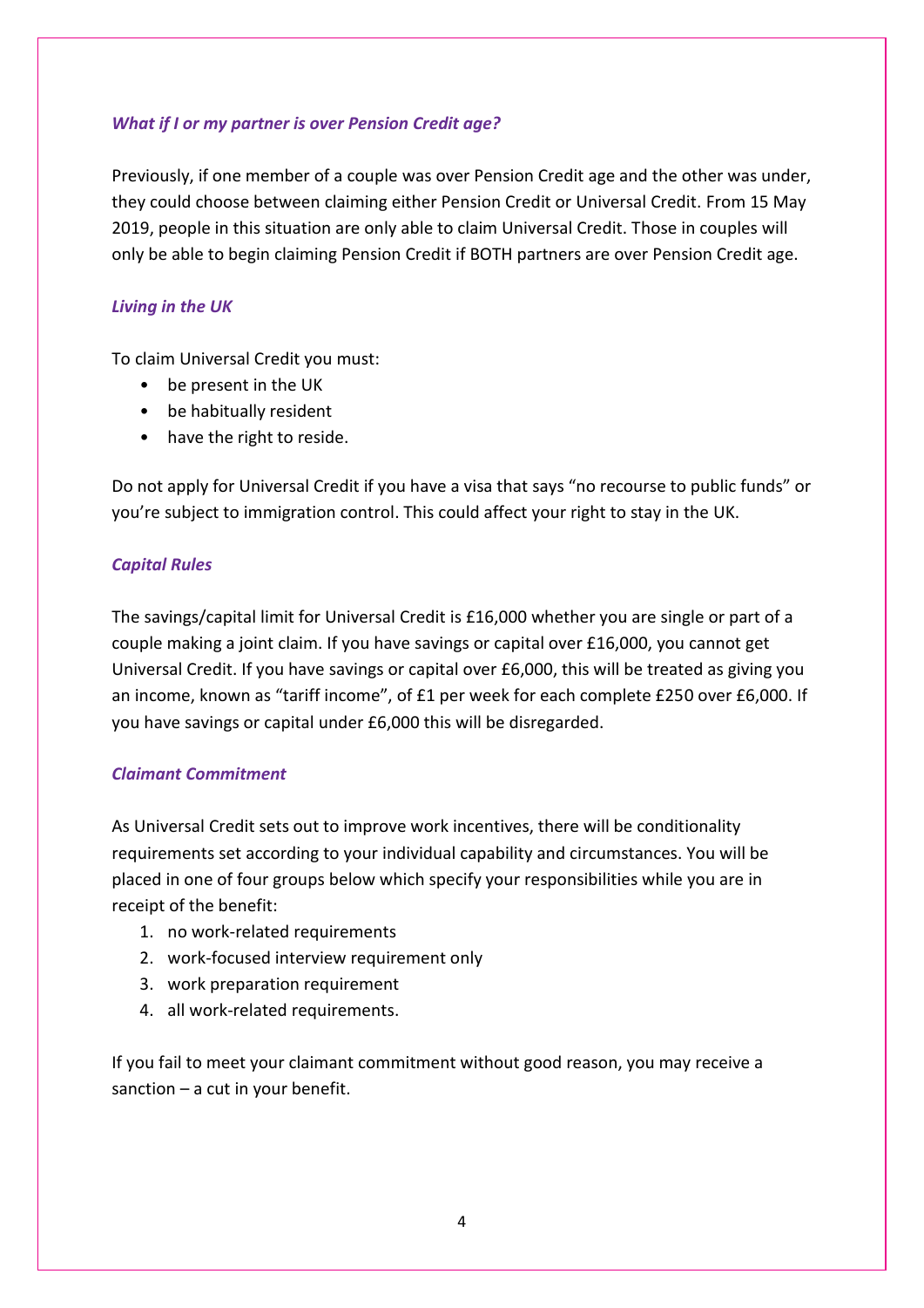### *What if I or my partner is over Pension Credit age?*

Previously, if one member of a couple was over Pension Credit age and the other was under, they could choose between claiming either Pension Credit or Universal Credit. From 15 May 2019, people in this situation are only able to claim Universal Credit. Those in couples will only be able to begin claiming Pension Credit if BOTH partners are over Pension Credit age.

### *Living in the UK*

To claim Universal Credit you must:

- be present in the UK
- be habitually resident
- have the right to reside.

Do not apply for Universal Credit if you have a visa that says "no recourse to public funds" or you're subject to immigration control. This could affect your right to stay in the UK.

### *Capital Rules*

The savings/capital limit for Universal Credit is £16,000 whether you are single or part of a couple making a joint claim. If you have savings or capital over £16,000, you cannot get Universal Credit. If you have savings or capital over £6,000, this will be treated as giving you an income, known as "tariff income", of £1 per week for each complete £250 over £6,000. If you have savings or capital under £6,000 this will be disregarded.

### *Claimant Commitment*

As Universal Credit sets out to improve work incentives, there will be conditionality requirements set according to your individual capability and circumstances. You will be placed in one of four groups below which specify your responsibilities while you are in receipt of the benefit:

1. no work-related requirements
2. work-focused interview requirement only
3. work preparation requirement
4. all work-related requirements.

If you fail to meet your claimant commitment without good reason, you may receive a sanction – a cut in your benefit.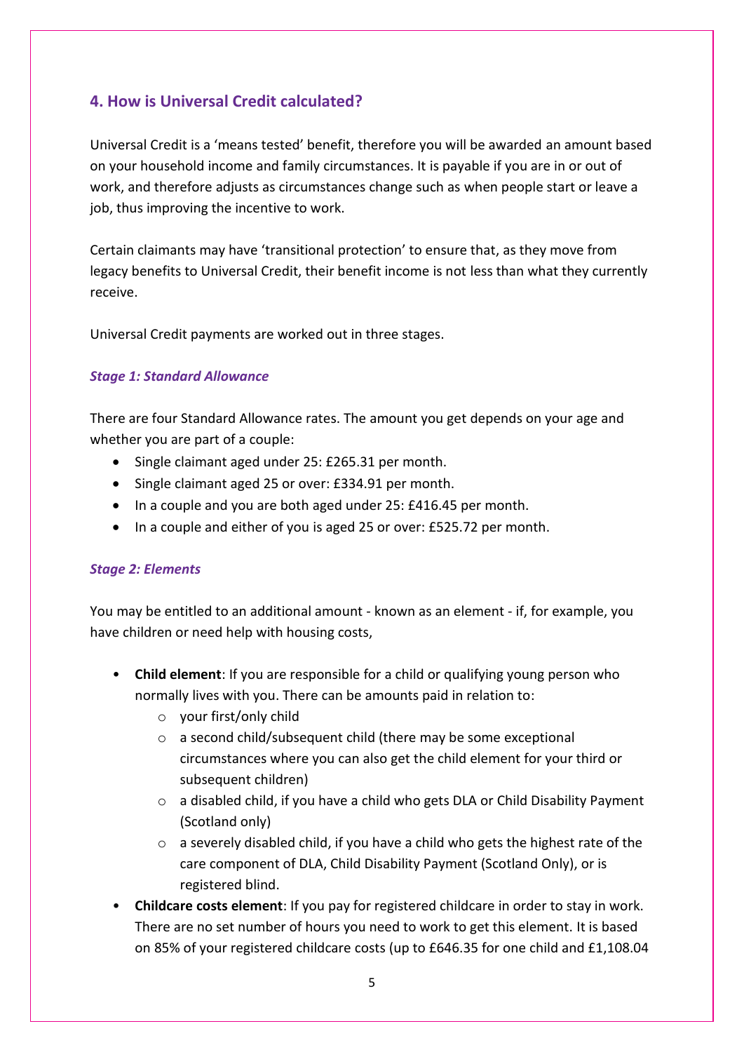## 4. How is Universal Credit calculated?

Universal Credit is a 'means tested' benefit, therefore you will be awarded an amount based on your household income and family circumstances. It is payable if you are in or out of work, and therefore adjusts as circumstances change such as when people start or leave a job, thus improving the incentive to work.

Certain claimants may have 'transitional protection' to ensure that, as they move from legacy benefits to Universal Credit, their benefit income is not less than what they currently receive.

Universal Credit payments are worked out in three stages.

### *Stage 1: Standard Allowance*

There are four Standard Allowance rates. The amount you get depends on your age and whether you are part of a couple:

- Single claimant aged under 25: £265.31 per month.
- Single claimant aged 25 or over: £334.91 per month.
- In a couple and you are both aged under 25: £416.45 per month.
- In a couple and either of you is aged 25 or over: £525.72 per month.

### *Stage 2: Elements*

You may be entitled to an additional amount - known as an element - if, for example, you have children or need help with housing costs,

- **Child element**: If you are responsible for a child or qualifying young person who normally lives with you. There can be amounts paid in relation to:
  - your first/only child
  - a second child/subsequent child (there may be some exceptional circumstances where you can also get the child element for your third or subsequent children)
  - a disabled child, if you have a child who gets DLA or Child Disability Payment (Scotland only)
  - a severely disabled child, if you have a child who gets the highest rate of the care component of DLA, Child Disability Payment (Scotland Only), or is registered blind.
- **Childcare costs element**: If you pay for registered childcare in order to stay in work. There are no set number of hours you need to work to get this element. It is based on 85% of your registered childcare costs (up to £646.35 for one child and £1,108.04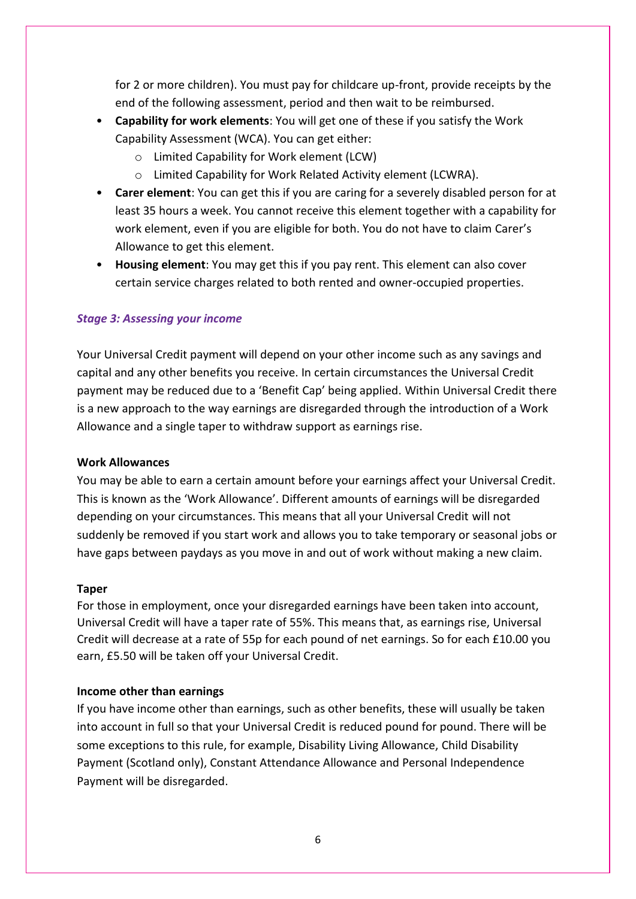for 2 or more children). You must pay for childcare up-front, provide receipts by the end of the following assessment, period and then wait to be reimbursed.

- **Capability for work elements**: You will get one of these if you satisfy the Work Capability Assessment (WCA). You can get either:
    - Limited Capability for Work element (LCW)
    - Limited Capability for Work Related Activity element (LCWRA).
- **Carer element**: You can get this if you are caring for a severely disabled person for at least 35 hours a week. You cannot receive this element together with a capability for work element, even if you are eligible for both. You do not have to claim Carer's Allowance to get this element.
- **Housing element**: You may get this if you pay rent. This element can also cover certain service charges related to both rented and owner-occupied properties.

### *Stage 3: Assessing your income*

Your Universal Credit payment will depend on your other income such as any savings and capital and any other benefits you receive. In certain circumstances the Universal Credit payment may be reduced due to a 'Benefit Cap' being applied. Within Universal Credit there is a new approach to the way earnings are disregarded through the introduction of a Work Allowance and a single taper to withdraw support as earnings rise.

#### Work Allowances

You may be able to earn a certain amount before your earnings affect your Universal Credit. This is known as the 'Work Allowance'. Different amounts of earnings will be disregarded depending on your circumstances. This means that all your Universal Credit will not suddenly be removed if you start work and allows you to take temporary or seasonal jobs or have gaps between paydays as you move in and out of work without making a new claim.

#### Taper

For those in employment, once your disregarded earnings have been taken into account, Universal Credit will have a taper rate of 55%. This means that, as earnings rise, Universal Credit will decrease at a rate of 55p for each pound of net earnings. So for each £10.00 you earn, £5.50 will be taken off your Universal Credit.

#### Income other than earnings

If you have income other than earnings, such as other benefits, these will usually be taken into account in full so that your Universal Credit is reduced pound for pound. There will be some exceptions to this rule, for example, Disability Living Allowance, Child Disability Payment (Scotland only), Constant Attendance Allowance and Personal Independence Payment will be disregarded.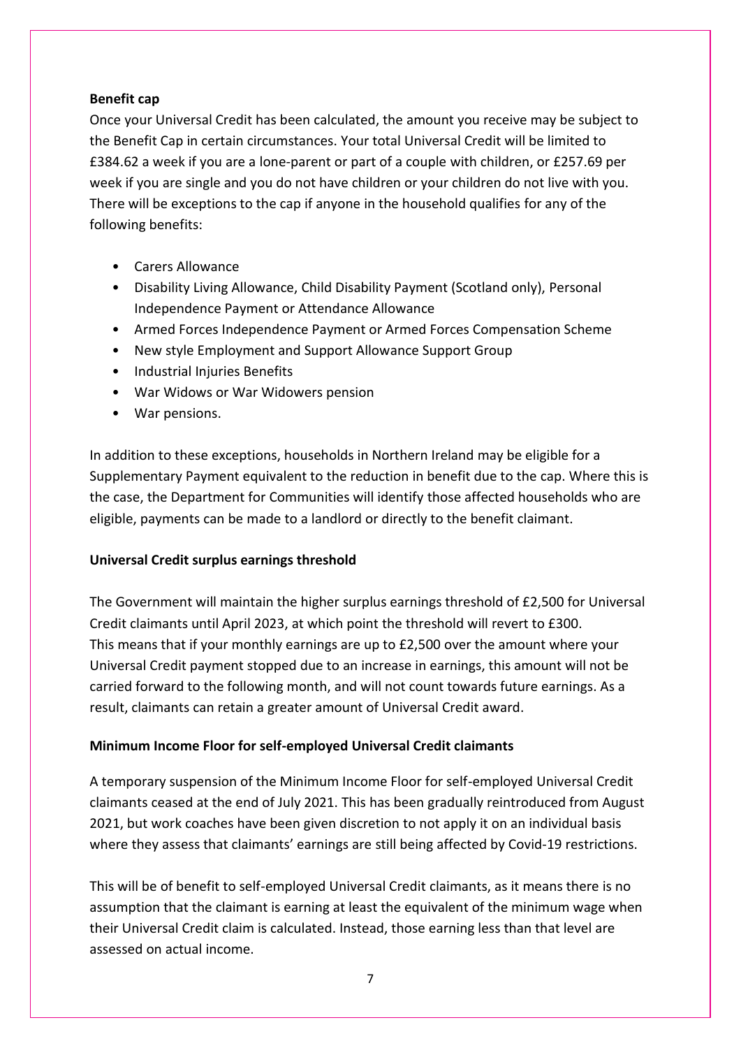**Benefit cap**

Once your Universal Credit has been calculated, the amount you receive may be subject to the Benefit Cap in certain circumstances. Your total Universal Credit will be limited to £384.62 a week if you are a lone-parent or part of a couple with children, or £257.69 per week if you are single and you do not have children or your children do not live with you. There will be exceptions to the cap if anyone in the household qualifies for any of the following benefits:

- Carers Allowance
- Disability Living Allowance, Child Disability Payment (Scotland only), Personal Independence Payment or Attendance Allowance
- Armed Forces Independence Payment or Armed Forces Compensation Scheme
- New style Employment and Support Allowance Support Group
- Industrial Injuries Benefits
- War Widows or War Widowers pension
- War pensions.

In addition to these exceptions, households in Northern Ireland may be eligible for a Supplementary Payment equivalent to the reduction in benefit due to the cap. Where this is the case, the Department for Communities will identify those affected households who are eligible, payments can be made to a landlord or directly to the benefit claimant.

**Universal Credit surplus earnings threshold**

The Government will maintain the higher surplus earnings threshold of £2,500 for Universal Credit claimants until April 2023, at which point the threshold will revert to £300. This means that if your monthly earnings are up to £2,500 over the amount where your Universal Credit payment stopped due to an increase in earnings, this amount will not be carried forward to the following month, and will not count towards future earnings. As a result, claimants can retain a greater amount of Universal Credit award.

**Minimum Income Floor for self-employed Universal Credit claimants**

A temporary suspension of the Minimum Income Floor for self-employed Universal Credit claimants ceased at the end of July 2021. This has been gradually reintroduced from August 2021, but work coaches have been given discretion to not apply it on an individual basis where they assess that claimants' earnings are still being affected by Covid-19 restrictions.

This will be of benefit to self-employed Universal Credit claimants, as it means there is no assumption that the claimant is earning at least the equivalent of the minimum wage when their Universal Credit claim is calculated. Instead, those earning less than that level are assessed on actual income.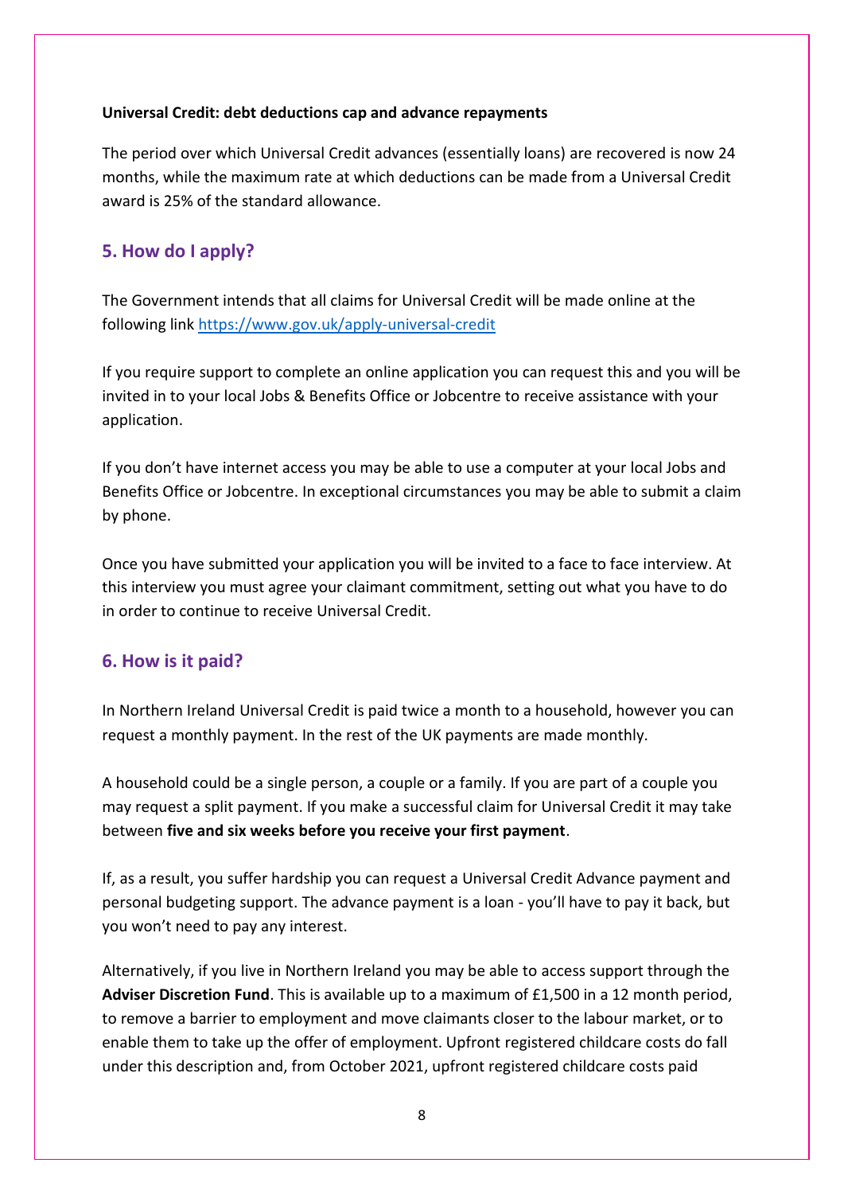**Universal Credit: debt deductions cap and advance repayments**

The period over which Universal Credit advances (essentially loans) are recovered is now 24 months, while the maximum rate at which deductions can be made from a Universal Credit award is 25% of the standard allowance.

## 5. How do I apply?

The Government intends that all claims for Universal Credit will be made online at the following link https://www.gov.uk/apply-universal-credit

If you require support to complete an online application you can request this and you will be invited in to your local Jobs & Benefits Office or Jobcentre to receive assistance with your application.

If you don't have internet access you may be able to use a computer at your local Jobs and Benefits Office or Jobcentre. In exceptional circumstances you may be able to submit a claim by phone.

Once you have submitted your application you will be invited to a face to face interview. At this interview you must agree your claimant commitment, setting out what you have to do in order to continue to receive Universal Credit.

## 6. How is it paid?

In Northern Ireland Universal Credit is paid twice a month to a household, however you can request a monthly payment. In the rest of the UK payments are made monthly.

A household could be a single person, a couple or a family. If you are part of a couple you may request a split payment. If you make a successful claim for Universal Credit it may take between **five and six weeks before you receive your first payment**.

If, as a result, you suffer hardship you can request a Universal Credit Advance payment and personal budgeting support. The advance payment is a loan - you'll have to pay it back, but you won't need to pay any interest.

Alternatively, if you live in Northern Ireland you may be able to access support through the **Adviser Discretion Fund**. This is available up to a maximum of £1,500 in a 12 month period, to remove a barrier to employment and move claimants closer to the labour market, or to enable them to take up the offer of employment. Upfront registered childcare costs do fall under this description and, from October 2021, upfront registered childcare costs paid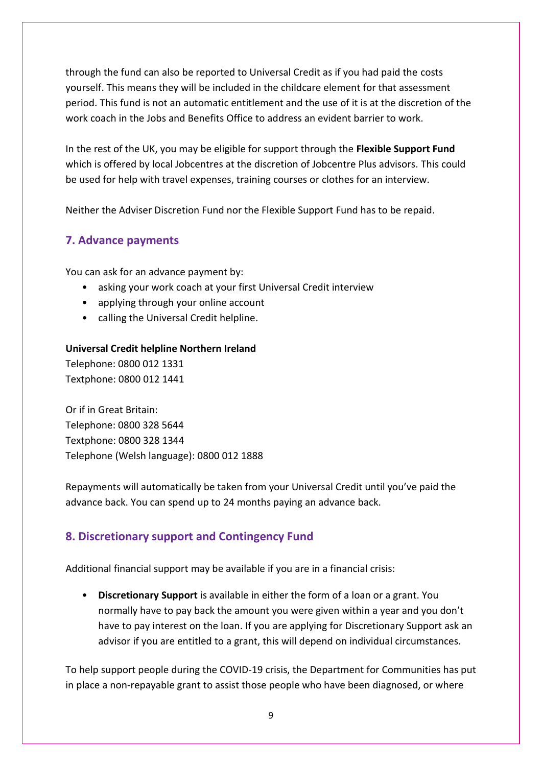through the fund can also be reported to Universal Credit as if you had paid the costs yourself. This means they will be included in the childcare element for that assessment period. This fund is not an automatic entitlement and the use of it is at the discretion of the work coach in the Jobs and Benefits Office to address an evident barrier to work.

In the rest of the UK, you may be eligible for support through the **Flexible Support Fund** which is offered by local Jobcentres at the discretion of Jobcentre Plus advisors. This could be used for help with travel expenses, training courses or clothes for an interview.

Neither the Adviser Discretion Fund nor the Flexible Support Fund has to be repaid.

## 7. Advance payments

You can ask for an advance payment by:

- asking your work coach at your first Universal Credit interview
- applying through your online account
- calling the Universal Credit helpline.

**Universal Credit helpline Northern Ireland**
Telephone: 0800 012 1331
Textphone: 0800 012 1441

Or if in Great Britain:
Telephone: 0800 328 5644
Textphone: 0800 328 1344
Telephone (Welsh language): 0800 012 1888

Repayments will automatically be taken from your Universal Credit until you've paid the advance back. You can spend up to 24 months paying an advance back.

## 8. Discretionary support and Contingency Fund

Additional financial support may be available if you are in a financial crisis:

- **Discretionary Support** is available in either the form of a loan or a grant. You normally have to pay back the amount you were given within a year and you don't have to pay interest on the loan. If you are applying for Discretionary Support ask an advisor if you are entitled to a grant, this will depend on individual circumstances.

To help support people during the COVID-19 crisis, the Department for Communities has put in place a non-repayable grant to assist those people who have been diagnosed, or where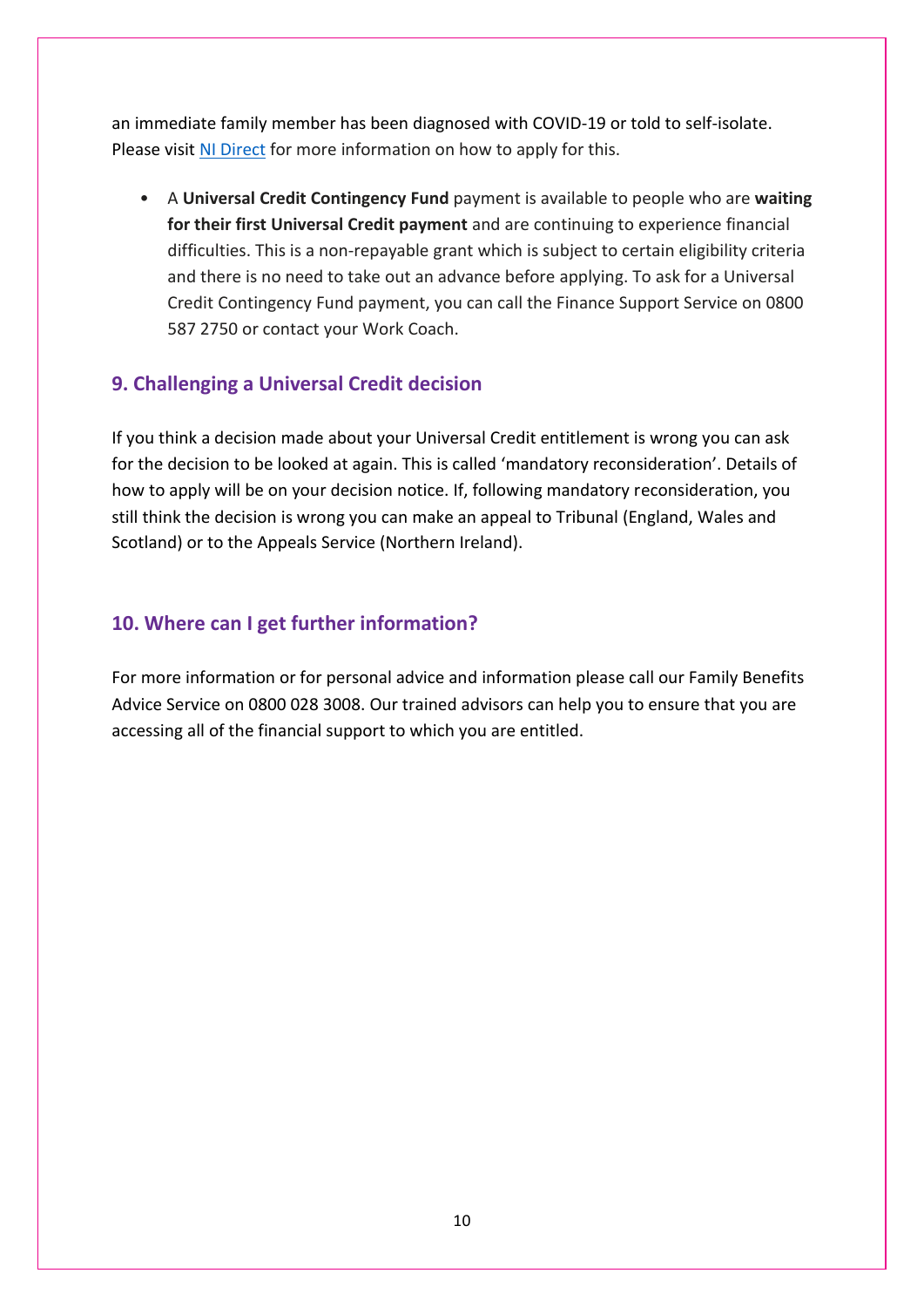an immediate family member has been diagnosed with COVID-19 or told to self-isolate. Please visit [NI Direct](NI Direct) for more information on how to apply for this.

- A **Universal Credit Contingency Fund** payment is available to people who are **waiting for their first Universal Credit payment** and are continuing to experience financial difficulties. This is a non-repayable grant which is subject to certain eligibility criteria and there is no need to take out an advance before applying. To ask for a Universal Credit Contingency Fund payment, you can call the Finance Support Service on 0800 587 2750 or contact your Work Coach.

## 9. Challenging a Universal Credit decision

If you think a decision made about your Universal Credit entitlement is wrong you can ask for the decision to be looked at again. This is called 'mandatory reconsideration'. Details of how to apply will be on your decision notice. If, following mandatory reconsideration, you still think the decision is wrong you can make an appeal to Tribunal (England, Wales and Scotland) or to the Appeals Service (Northern Ireland).

## 10. Where can I get further information?

For more information or for personal advice and information please call our Family Benefits Advice Service on 0800 028 3008. Our trained advisors can help you to ensure that you are accessing all of the financial support to which you are entitled.